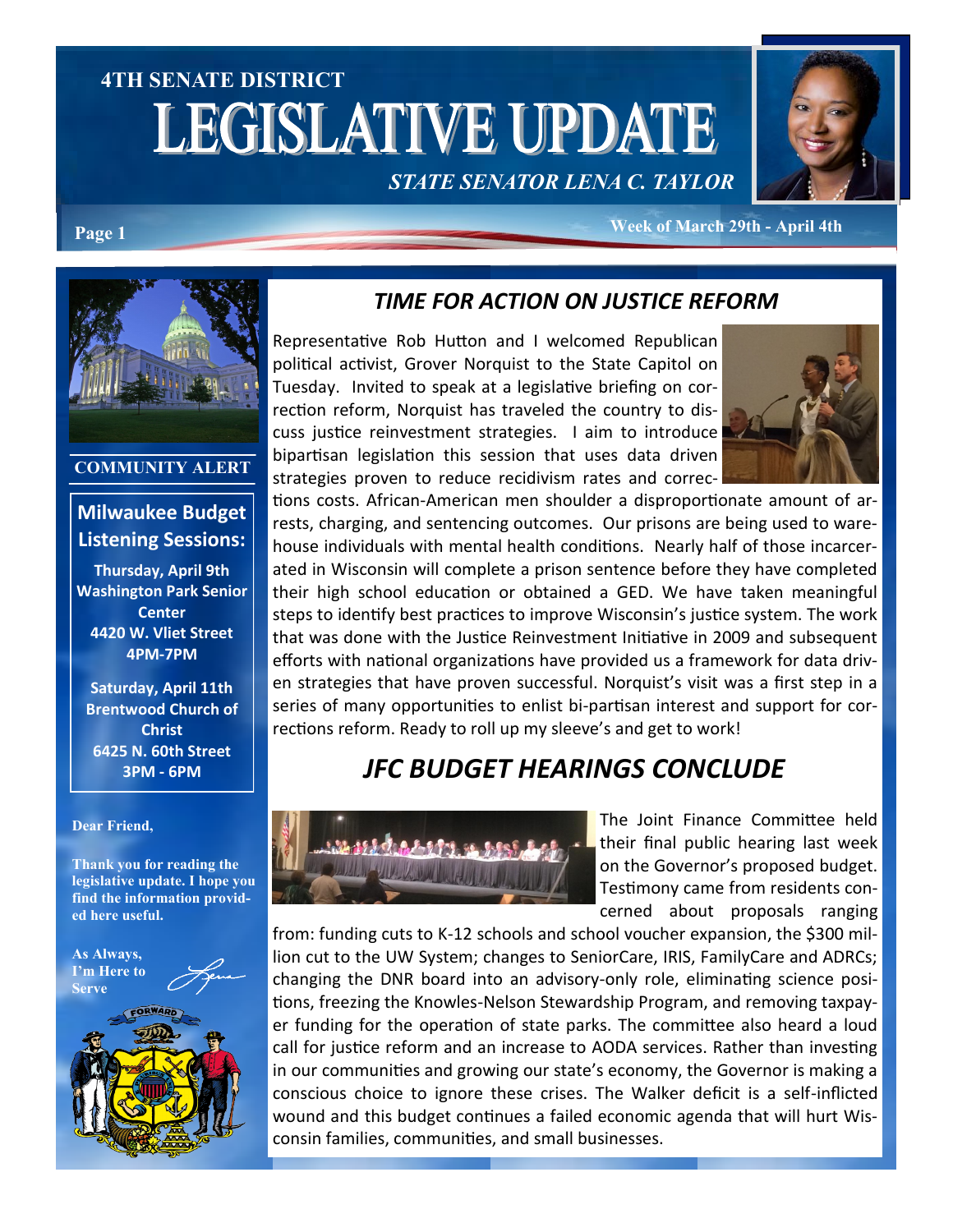# 4TH SENATE DISTRICT LEGISLATIVE UPDATE

***STATE SENATOR LENA C. TAYLOR***

**Week of March 29th - April 4th**

## *TIME FOR ACTION ON JUSTICE REFORM*

Representative Rob Hutton and I welcomed Republican political activist, Grover Norquist to the State Capitol on Tuesday. Invited to speak at a legislative briefing on correction reform, Norquist has traveled the country to discuss justice reinvestment strategies. I aim to introduce bipartisan legislation this session that uses data driven strategies proven to reduce recidivism rates and corrections costs. African-American men shoulder a disproportionate amount of arrests, charging, and sentencing outcomes. Our prisons are being used to warehouse individuals with mental health conditions. Nearly half of those incarcerated in Wisconsin will complete a prison sentence before they have completed their high school education or obtained a GED. We have taken meaningful steps to identify best practices to improve Wisconsin's justice system. The work that was done with the Justice Reinvestment Initiative in 2009 and subsequent efforts with national organizations have provided us a framework for data driven strategies that have proven successful. Norquist's visit was a first step in a series of many opportunities to enlist bi-partisan interest and support for corrections reform. Ready to roll up my sleeve's and get to work!

## *JFC BUDGET HEARINGS CONCLUDE*

The Joint Finance Committee held their final public hearing last week on the Governor's proposed budget. Testimony came from residents concerned about proposals ranging from: funding cuts to K-12 schools and school voucher expansion, the $300 million cut to the UW System; changes to SeniorCare, IRIS, FamilyCare and ADRCs; changing the DNR board into an advisory-only role, eliminating science positions, freezing the Knowles-Nelson Stewardship Program, and removing taxpayer funding for the operation of state parks. The committee also heard a loud call for justice reform and an increase to AODA services. Rather than investing in our communities and growing our state's economy, the Governor is making a conscious choice to ignore these crises. The Walker deficit is a self-inflicted wound and this budget continues a failed economic agenda that will hurt Wisconsin families, communities, and small businesses.

### COMMUNITY ALERT

**Milwaukee Budget Listening Sessions:**

**Thursday, April 9th**
**Washington Park Senior Center**
**4420 W. Vliet Street**
**4PM-7PM**

**Saturday, April 11th**
**Brentwood Church of Christ**
**6425 N. 60th Street**
**3PM - 6PM**

**Dear Friend,**

**Thank you for reading the legislative update. I hope you find the information provided here useful.**

**As Always,**
**I'm Here to Serve**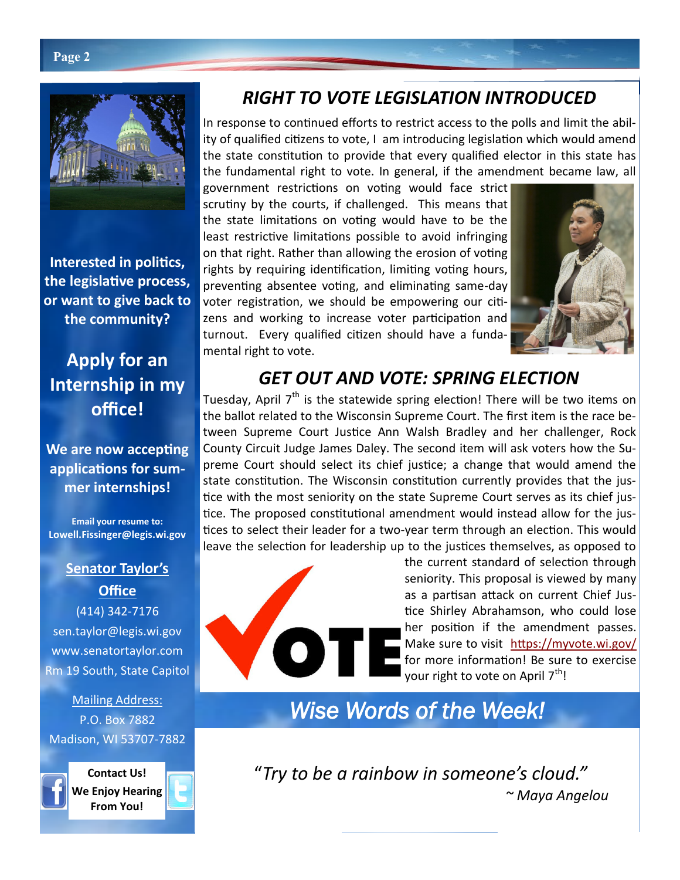Interested in politics, the legislative process, or want to give back to the community?

**Apply for an Internship in my office!**

**We are now accepting applications for summer internships!**

**Email your resume to: Lowell.Fissinger@legis.wi.gov**

**Senator Taylor's Office**

(414) 342-7176

sen.taylor@legis.wi.gov

www.senatortaylor.com

Rm 19 South, State Capitol

Mailing Address:

P.O. Box 7882

Madison, WI 53707-7882

**Contact Us! We Enjoy Hearing From You!**

## *RIGHT TO VOTE LEGISLATION INTRODUCED*

In response to continued efforts to restrict access to the polls and limit the ability of qualified citizens to vote, I am introducing legislation which would amend the state constitution to provide that every qualified elector in this state has the fundamental right to vote. In general, if the amendment became law, all government restrictions on voting would face strict scrutiny by the courts, if challenged. This means that the state limitations on voting would have to be the least restrictive limitations possible to avoid infringing on that right. Rather than allowing the erosion of voting rights by requiring identification, limiting voting hours, preventing absentee voting, and eliminating same-day voter registration, we should be empowering our citizens and working to increase voter participation and turnout. Every qualified citizen should have a fundamental right to vote.

## *GET OUT AND VOTE: SPRING ELECTION*

Tuesday, April 7th is the statewide spring election! There will be two items on the ballot related to the Wisconsin Supreme Court. The first item is the race between Supreme Court Justice Ann Walsh Bradley and her challenger, Rock County Circuit Judge James Daley. The second item will ask voters how the Supreme Court should select its chief justice; a change that would amend the state constitution. The Wisconsin constitution currently provides that the justice with the most seniority on the state Supreme Court serves as its chief justice. The proposed constitutional amendment would instead allow for the justices to select their leader for a two-year term through an election. This would leave the selection for leadership up to the justices themselves, as opposed to the current standard of selection through seniority. This proposal is viewed by many as a partisan attack on current Chief Justice Shirley Abrahamson, who could lose her position if the amendment passes. Make sure to visit https://myvote.wi.gov/ for more information! Be sure to exercise your right to vote on April 7th!

## *Wise Words of the Week!*

*"Try to be a rainbow in someone's cloud."*

*~ Maya Angelou*